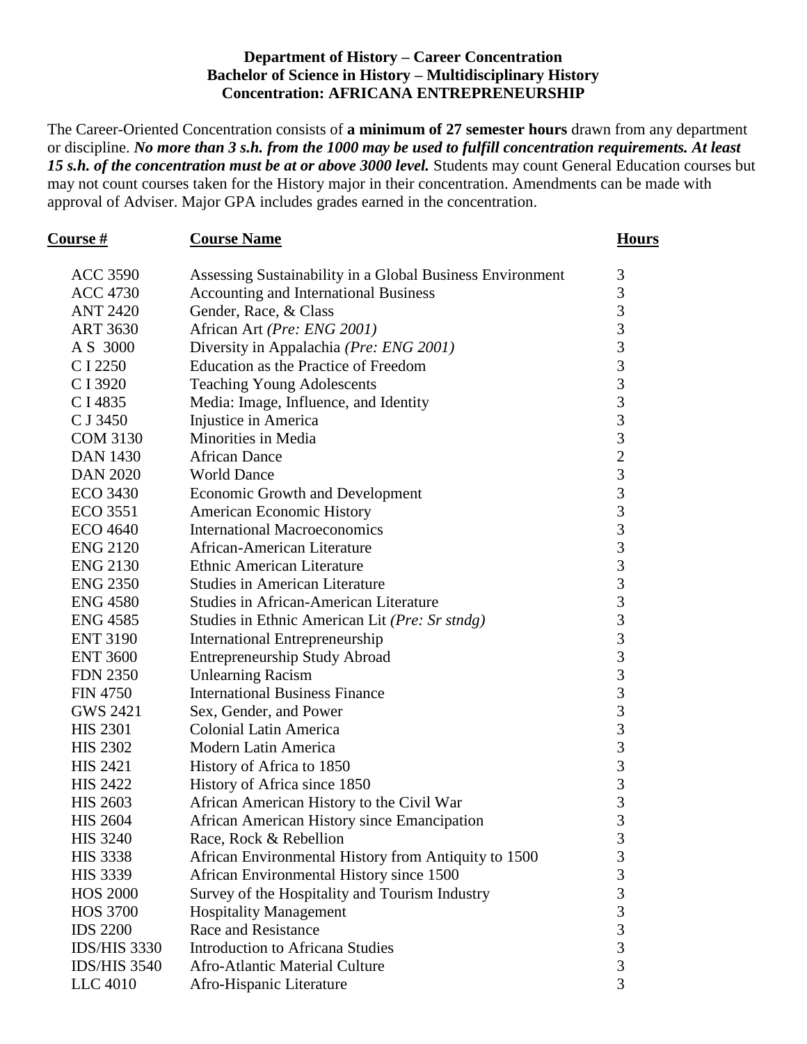**Department of History – Career Concentration**
**Bachelor of Science in History – Multidisciplinary History**
**Concentration: AFRICANA ENTREPRENEURSHIP**

The Career-Oriented Concentration consists of **a minimum of 27 semester hours** drawn from any department or discipline. ***No more than 3 s.h. from the 1000 may be used to fulfill concentration requirements. At least 15 s.h. of the concentration must be at or above 3000 level.*** Students may count General Education courses but may not count courses taken for the History major in their concentration. Amendments can be made with approval of Adviser. Major GPA includes grades earned in the concentration.

| Course # | Course Name | Hours |
|---|---|---|
| ACC 3590 | Assessing Sustainability in a Global Business Environment | 3 |
| ACC 4730 | Accounting and International Business | 3 |
| ANT 2420 | Gender, Race, & Class | 3 |
| ART 3630 | African Art *(Pre: ENG 2001)* | 3 |
| A S 3000 | Diversity in Appalachia *(Pre: ENG 2001)* | 3 |
| C I 2250 | Education as the Practice of Freedom | 3 |
| C I 3920 | Teaching Young Adolescents | 3 |
| C I 4835 | Media: Image, Influence, and Identity | 3 |
| C J 3450 | Injustice in America | 3 |
| COM 3130 | Minorities in Media | 3 |
| DAN 1430 | African Dance | 2 |
| DAN 2020 | World Dance | 3 |
| ECO 3430 | Economic Growth and Development | 3 |
| ECO 3551 | American Economic History | 3 |
| ECO 4640 | International Macroeconomics | 3 |
| ENG 2120 | African-American Literature | 3 |
| ENG 2130 | Ethnic American Literature | 3 |
| ENG 2350 | Studies in American Literature | 3 |
| ENG 4580 | Studies in African-American Literature | 3 |
| ENG 4585 | Studies in Ethnic American Lit *(Pre: Sr stndg)* | 3 |
| ENT 3190 | International Entrepreneurship | 3 |
| ENT 3600 | Entrepreneurship Study Abroad | 3 |
| FDN 2350 | Unlearning Racism | 3 |
| FIN 4750 | International Business Finance | 3 |
| GWS 2421 | Sex, Gender, and Power | 3 |
| HIS 2301 | Colonial Latin America | 3 |
| HIS 2302 | Modern Latin America | 3 |
| HIS 2421 | History of Africa to 1850 | 3 |
| HIS 2422 | History of Africa since 1850 | 3 |
| HIS 2603 | African American History to the Civil War | 3 |
| HIS 2604 | African American History since Emancipation | 3 |
| HIS 3240 | Race, Rock & Rebellion | 3 |
| HIS 3338 | African Environmental History from Antiquity to 1500 | 3 |
| HIS 3339 | African Environmental History since 1500 | 3 |
| HOS 2000 | Survey of the Hospitality and Tourism Industry | 3 |
| HOS 3700 | Hospitality Management | 3 |
| IDS 2200 | Race and Resistance | 3 |
| IDS/HIS 3330 | Introduction to Africana Studies | 3 |
| IDS/HIS 3540 | Afro-Atlantic Material Culture | 3 |
| LLC 4010 | Afro-Hispanic Literature | 3 |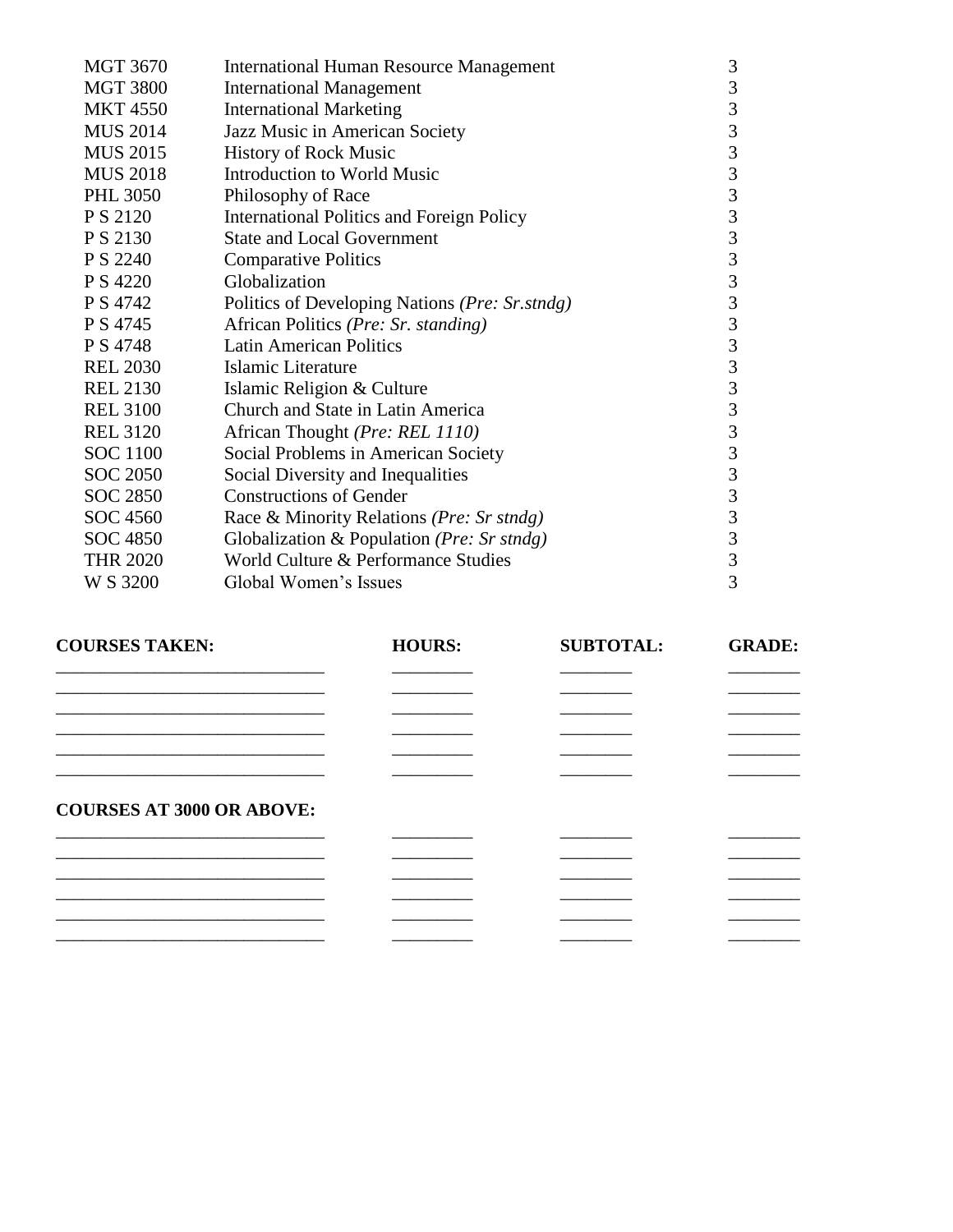| | | |
|---|---|---|
| MGT 3670 | International Human Resource Management | 3 |
| MGT 3800 | International Management | 3 |
| MKT 4550 | International Marketing | 3 |
| MUS 2014 | Jazz Music in American Society | 3 |
| MUS 2015 | History of Rock Music | 3 |
| MUS 2018 | Introduction to World Music | 3 |
| PHL 3050 | Philosophy of Race | 3 |
| P S 2120 | International Politics and Foreign Policy | 3 |
| P S 2130 | State and Local Government | 3 |
| P S 2240 | Comparative Politics | 3 |
| P S 4220 | Globalization | 3 |
| P S 4742 | Politics of Developing Nations *(Pre: Sr.stndg)* | 3 |
| P S 4745 | African Politics *(Pre: Sr. standing)* | 3 |
| P S 4748 | Latin American Politics | 3 |
| REL 2030 | Islamic Literature | 3 |
| REL 2130 | Islamic Religion & Culture | 3 |
| REL 3100 | Church and State in Latin America | 3 |
| REL 3120 | African Thought *(Pre: REL 1110)* | 3 |
| SOC 1100 | Social Problems in American Society | 3 |
| SOC 2050 | Social Diversity and Inequalities | 3 |
| SOC 2850 | Constructions of Gender | 3 |
| SOC 4560 | Race & Minority Relations *(Pre: Sr stndg)* | 3 |
| SOC 4850 | Globalization & Population *(Pre: Sr stndg)* | 3 |
| THR 2020 | World Culture & Performance Studies | 3 |
| W S 3200 | Global Women's Issues | 3 |

| COURSES TAKEN: | HOURS: | SUBTOTAL: | GRADE: |
|---|---|---|---|
| ____________________________ | _________ | ________ | ________ |
| ____________________________ | _________ | ________ | ________ |
| ____________________________ | _________ | ________ | ________ |
| ____________________________ | _________ | ________ | ________ |
| ____________________________ | _________ | ________ | ________ |

| COURSES AT 3000 OR ABOVE: | | | |
|---|---|---|---|
| ____________________________ | _________ | ________ | ________ |
| ____________________________ | _________ | ________ | ________ |
| ____________________________ | _________ | ________ | ________ |
| ____________________________ | _________ | ________ | ________ |
| ____________________________ | _________ | ________ | ________ |
| ____________________________ | _________ | ________ | ________ |